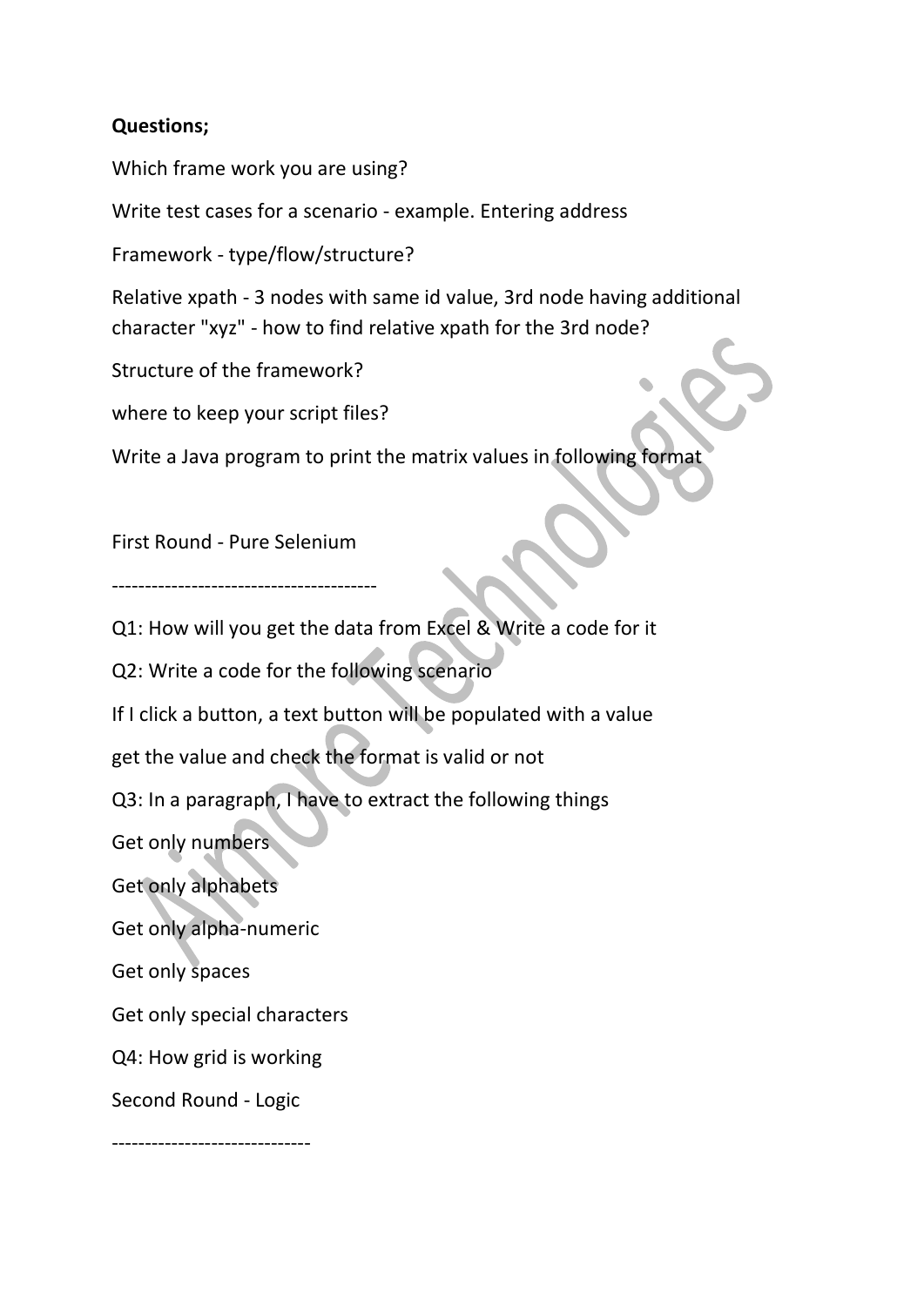**Questions;**

Which frame work you are using?

Write test cases for a scenario - example. Entering address

Framework - type/flow/structure?

Relative xpath - 3 nodes with same id value, 3rd node having additional character "xyz" - how to find relative xpath for the 3rd node?

Structure of the framework?

where to keep your script files?

Write a Java program to print the matrix values in following format

First Round - Pure Selenium

----------------------------------------

Q1: How will you get the data from Excel & Write a code for it

Q2: Write a code for the following scenario

If I click a button, a text button will be populated with a value

get the value and check the format is valid or not

Q3: In a paragraph, I have to extract the following things

Get only numbers

Get only alphabets

Get only alpha-numeric

Get only spaces

Get only special characters

Q4: How grid is working

Second Round - Logic

------------------------------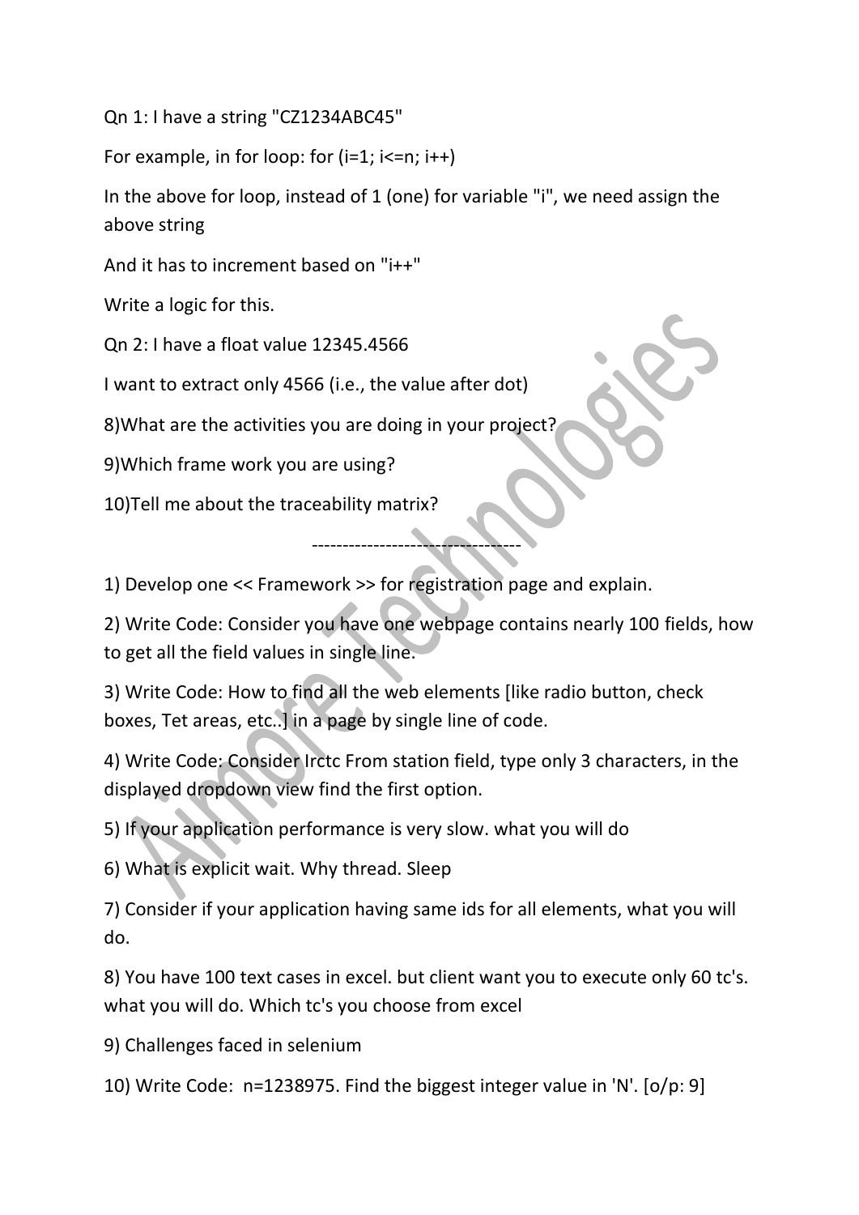Qn 1: I have a string "CZ1234ABC45"

For example, in for loop: for (i=1; i<=n; i++)

In the above for loop, instead of 1 (one) for variable "i", we need assign the above string

And it has to increment based on "i++"

Write a logic for this.

Qn 2: I have a float value 12345.4566

I want to extract only 4566 (i.e., the value after dot)

8)What are the activities you are doing in your project?

9)Which frame work you are using?

10)Tell me about the traceability matrix?

----------------------------------

1) Develop one << Framework >> for registration page and explain.

2) Write Code: Consider you have one webpage contains nearly 100 fields, how to get all the field values in single line.

3) Write Code: How to find all the web elements [like radio button, check boxes, Tet areas, etc..] in a page by single line of code.

4) Write Code: Consider Irctc From station field, type only 3 characters, in the displayed dropdown view find the first option.

5) If your application performance is very slow. what you will do

6) What is explicit wait. Why thread. Sleep

7) Consider if your application having same ids for all elements, what you will do.

8) You have 100 text cases in excel. but client want you to execute only 60 tc's. what you will do. Which tc's you choose from excel

9) Challenges faced in selenium

10) Write Code: n=1238975. Find the biggest integer value in 'N'. [o/p: 9]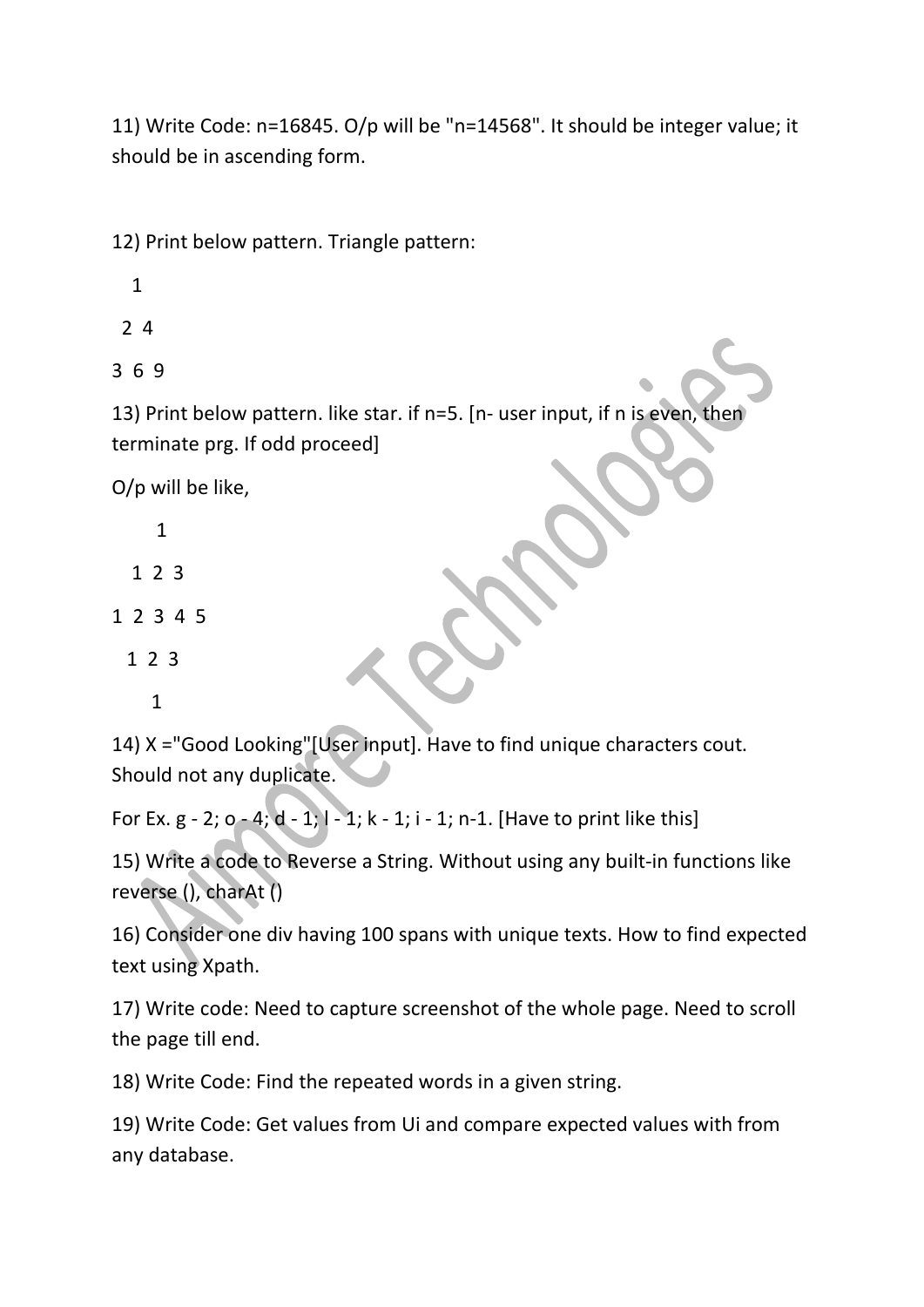11) Write Code: n=16845. O/p will be "n=14568". It should be integer value; it should be in ascending form.

12) Print below pattern. Triangle pattern:

```
  1
 2 4
3 6 9
```

13) Print below pattern. like star. if n=5. [n- user input, if n is even, then terminate prg. If odd proceed]

O/p will be like,

```
    1
  1 2 3
1 2 3 4 5
  1 2 3
    1
```

14) X ="Good Looking"[User input]. Have to find unique characters cout. Should not any duplicate.

For Ex. g - 2; o - 4; d - 1; l - 1; k - 1; i - 1; n-1. [Have to print like this]

15) Write a code to Reverse a String. Without using any built-in functions like reverse (), charAt ()

16) Consider one div having 100 spans with unique texts. How to find expected text using Xpath.

17) Write code: Need to capture screenshot of the whole page. Need to scroll the page till end.

18) Write Code: Find the repeated words in a given string.

19) Write Code: Get values from Ui and compare expected values with from any database.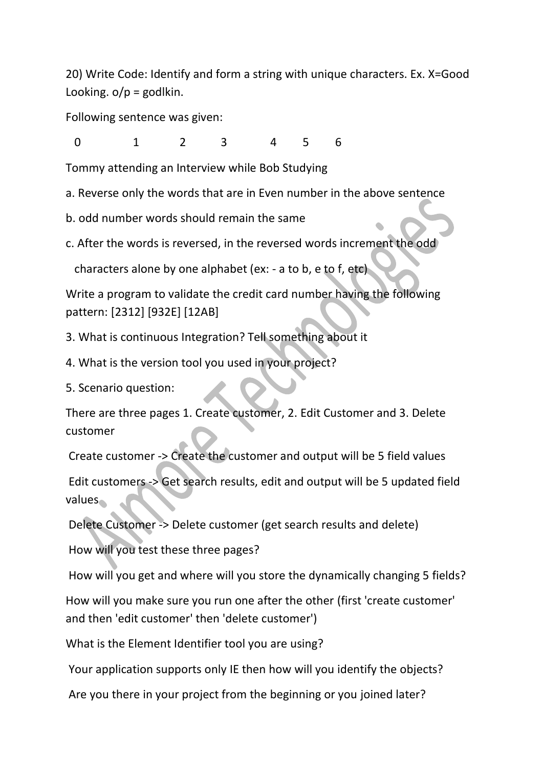20) Write Code: Identify and form a string with unique characters. Ex. X=Good Looking. o/p = godlkin.

Following sentence was given:

```
0        1          2        3     4   5    6
Tommy attending an Interview while Bob Studying
```

a. Reverse only the words that are in Even number in the above sentence

b. odd number words should remain the same

c. After the words is reversed, in the reversed words increment the odd characters alone by one alphabet (ex: - a to b, e to f, etc)

Write a program to validate the credit card number having the following pattern: [2312] [932E] [12AB]

3. What is continuous Integration? Tell something about it

4. What is the version tool you used in your project?

5. Scenario question:

There are three pages 1. Create customer, 2. Edit Customer and 3. Delete customer

Create customer -> Create the customer and output will be 5 field values

Edit customers -> Get search results, edit and output will be 5 updated field values

Delete Customer -> Delete customer (get search results and delete)

How will you test these three pages?

How will you get and where will you store the dynamically changing 5 fields?

How will you make sure you run one after the other (first 'create customer' and then 'edit customer' then 'delete customer')

What is the Element Identifier tool you are using?

Your application supports only IE then how will you identify the objects?

Are you there in your project from the beginning or you joined later?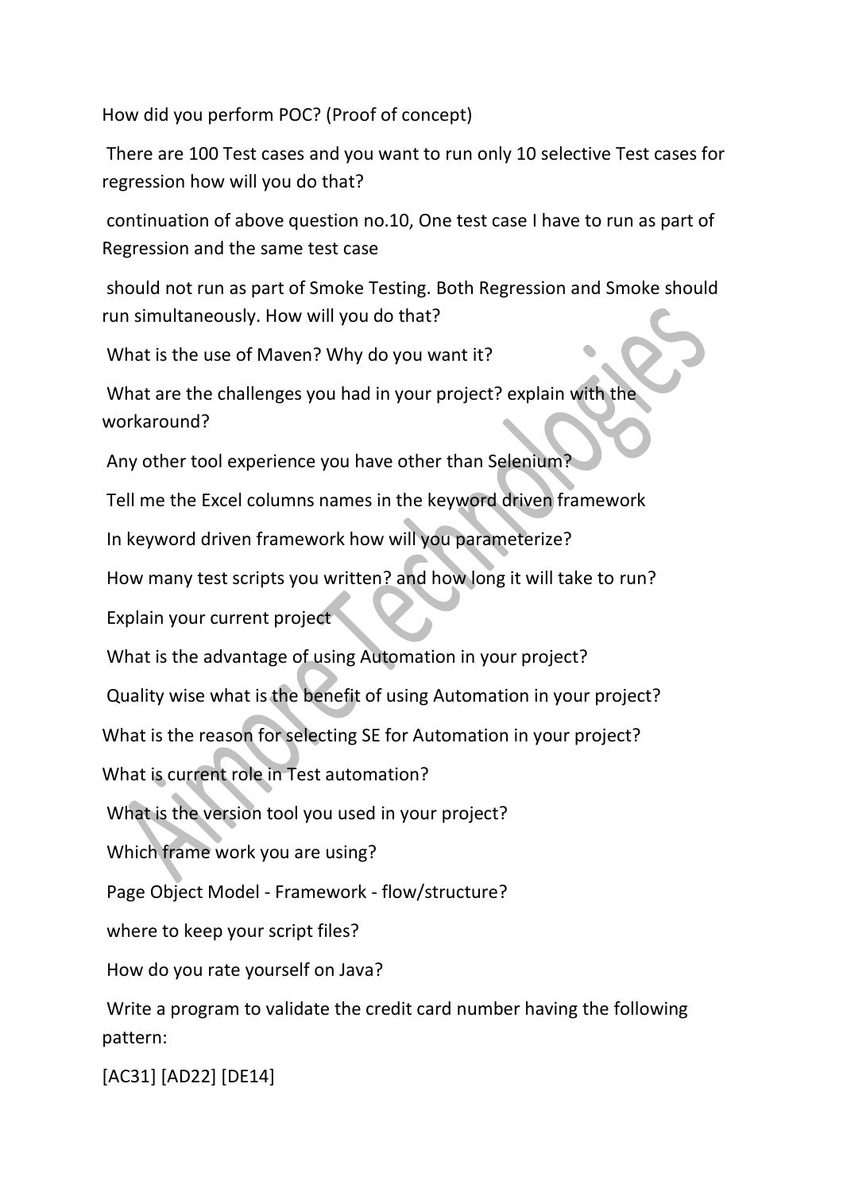How did you perform POC? (Proof of concept)

There are 100 Test cases and you want to run only 10 selective Test cases for regression how will you do that?

continuation of above question no.10, One test case I have to run as part of Regression and the same test case

should not run as part of Smoke Testing. Both Regression and Smoke should run simultaneously. How will you do that?

What is the use of Maven? Why do you want it?

What are the challenges you had in your project? explain with the workaround?

Any other tool experience you have other than Selenium?

Tell me the Excel columns names in the keyword driven framework

In keyword driven framework how will you parameterize?

How many test scripts you written? and how long it will take to run?

Explain your current project

What is the advantage of using Automation in your project?

Quality wise what is the benefit of using Automation in your project?

What is the reason for selecting SE for Automation in your project?

What is current role in Test automation?

What is the version tool you used in your project?

Which frame work you are using?

Page Object Model - Framework - flow/structure?

where to keep your script files?

How do you rate yourself on Java?

Write a program to validate the credit card number having the following pattern:

[AC31] [AD22] [DE14]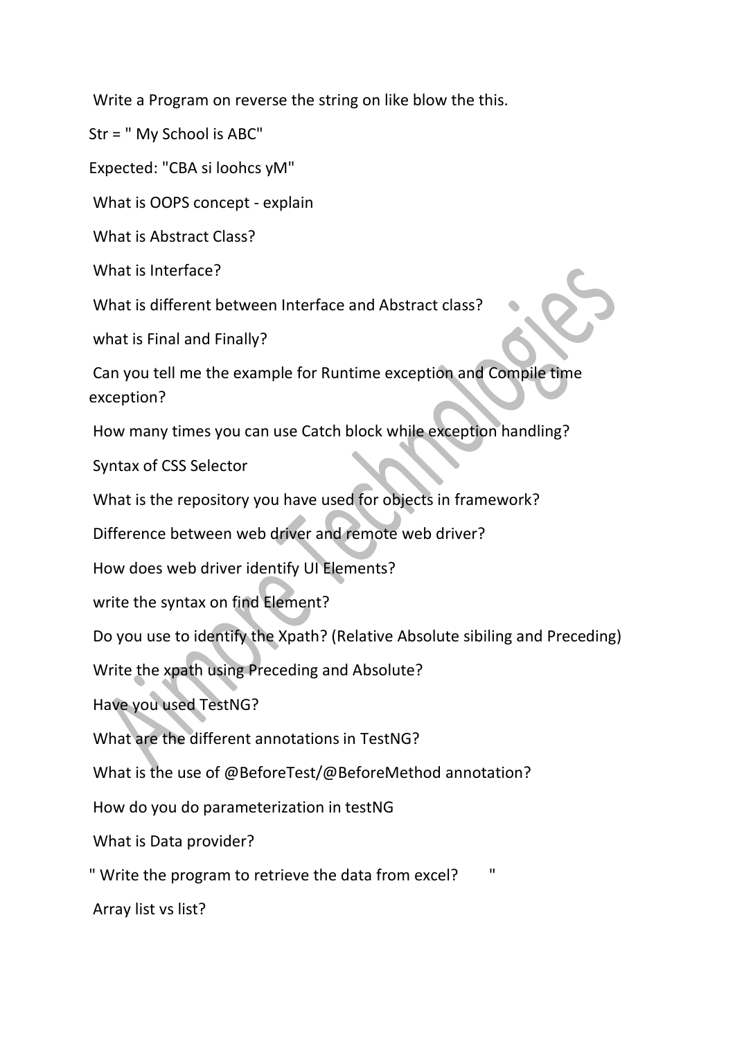Write a Program on reverse the string on like blow the this.

Str = " My School is ABC"

Expected: "CBA si loohcs yM"

What is OOPS concept - explain

What is Abstract Class?

What is Interface?

What is different between Interface and Abstract class?

what is Final and Finally?

Can you tell me the example for Runtime exception and Compile time exception?

How many times you can use Catch block while exception handling?

Syntax of CSS Selector

What is the repository you have used for objects in framework?

Difference between web driver and remote web driver?

How does web driver identify UI Elements?

write the syntax on find Element?

Do you use to identify the Xpath? (Relative Absolute sibiling and Preceding)

Write the xpath using Preceding and Absolute?

Have you used TestNG?

What are the different annotations in TestNG?

What is the use of @BeforeTest/@BeforeMethod annotation?

How do you do parameterization in testNG

What is Data provider?

" Write the program to retrieve the data from excel? "

Array list vs list?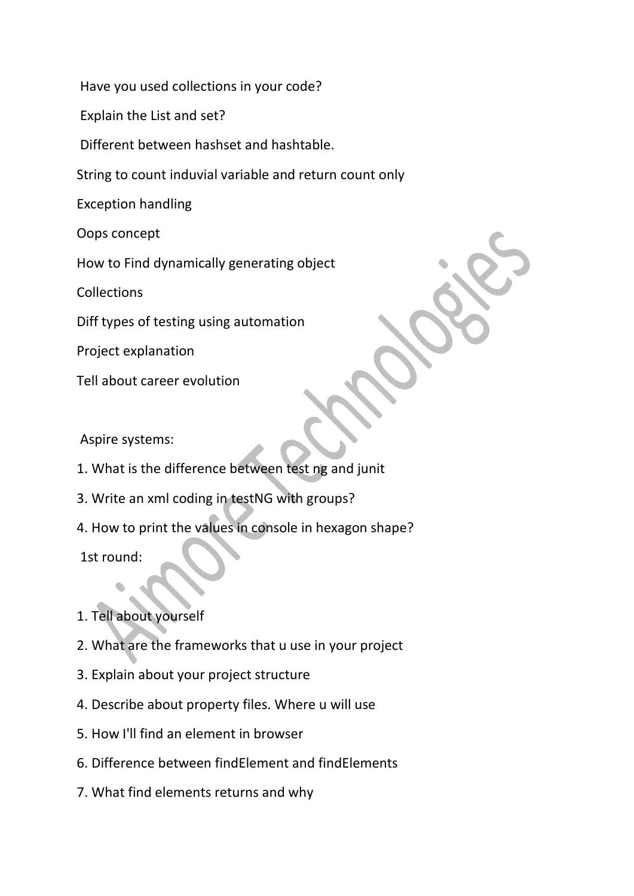Have you used collections in your code?

Explain the List and set?

Different between hashset and hashtable.

String to count induvial variable and return count only

Exception handling

Oops concept

How to Find dynamically generating object

Collections

Diff types of testing using automation

Project explanation

Tell about career evolution

Aspire systems:

1. What is the difference between test ng and junit

3. Write an xml coding in testNG with groups?

4. How to print the values in console in hexagon shape?

1st round:

1. Tell about yourself
2. What are the frameworks that u use in your project
3. Explain about your project structure
4. Describe about property files. Where u will use
5. How I'll find an element in browser
6. Difference between findElement and findElements
7. What find elements returns and why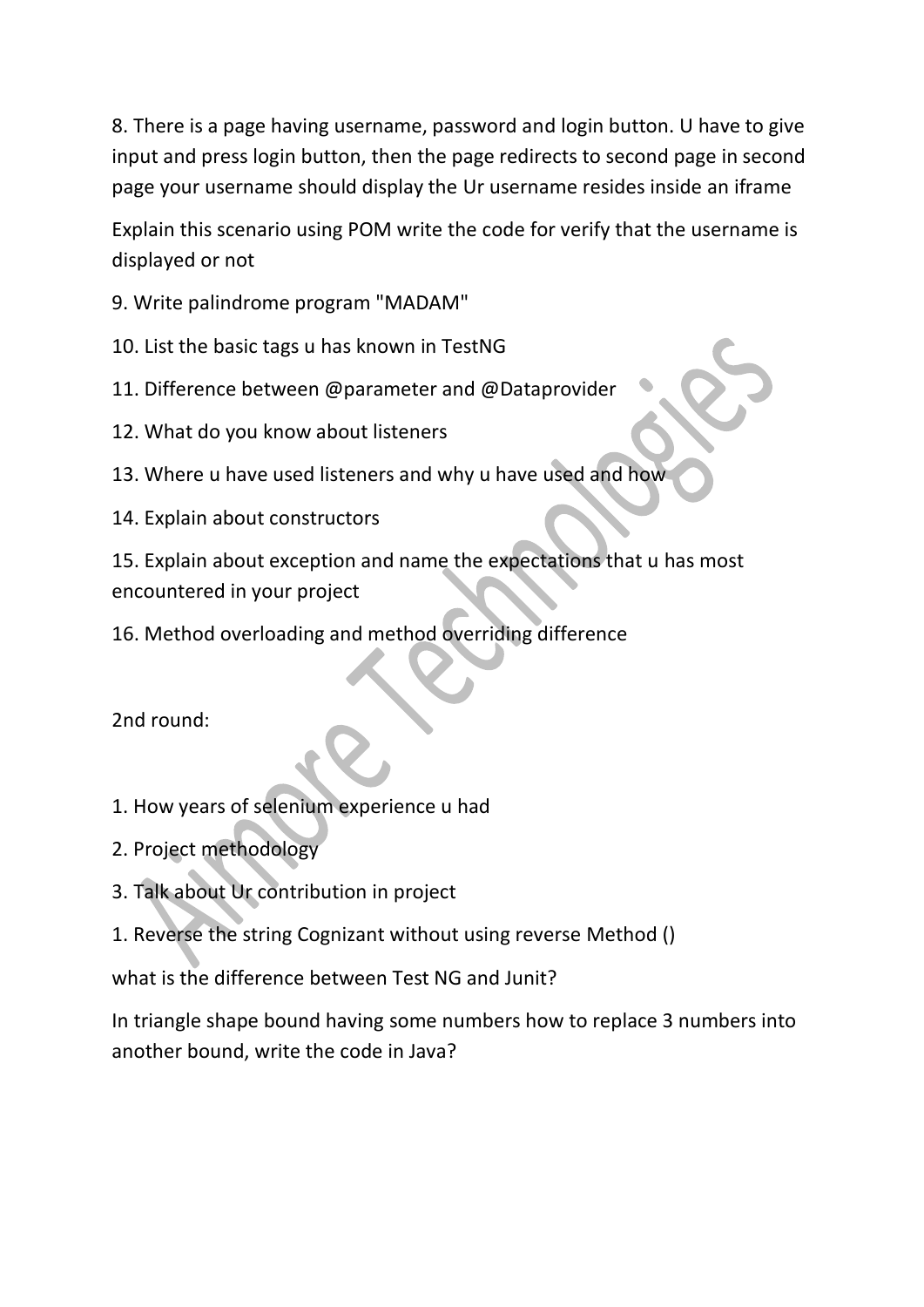8. There is a page having username, password and login button. U have to give input and press login button, then the page redirects to second page in second page your username should display the Ur username resides inside an iframe

Explain this scenario using POM write the code for verify that the username is displayed or not

9. Write palindrome program "MADAM"

10. List the basic tags u has known in TestNG

11. Difference between @parameter and @Dataprovider

12. What do you know about listeners

13. Where u have used listeners and why u have used and how

14. Explain about constructors

15. Explain about exception and name the expectations that u has most encountered in your project

16. Method overloading and method overriding difference

2nd round:

1. How years of selenium experience u had

2. Project methodology

3. Talk about Ur contribution in project

1. Reverse the string Cognizant without using reverse Method ()

what is the difference between Test NG and Junit?

In triangle shape bound having some numbers how to replace 3 numbers into another bound, write the code in Java?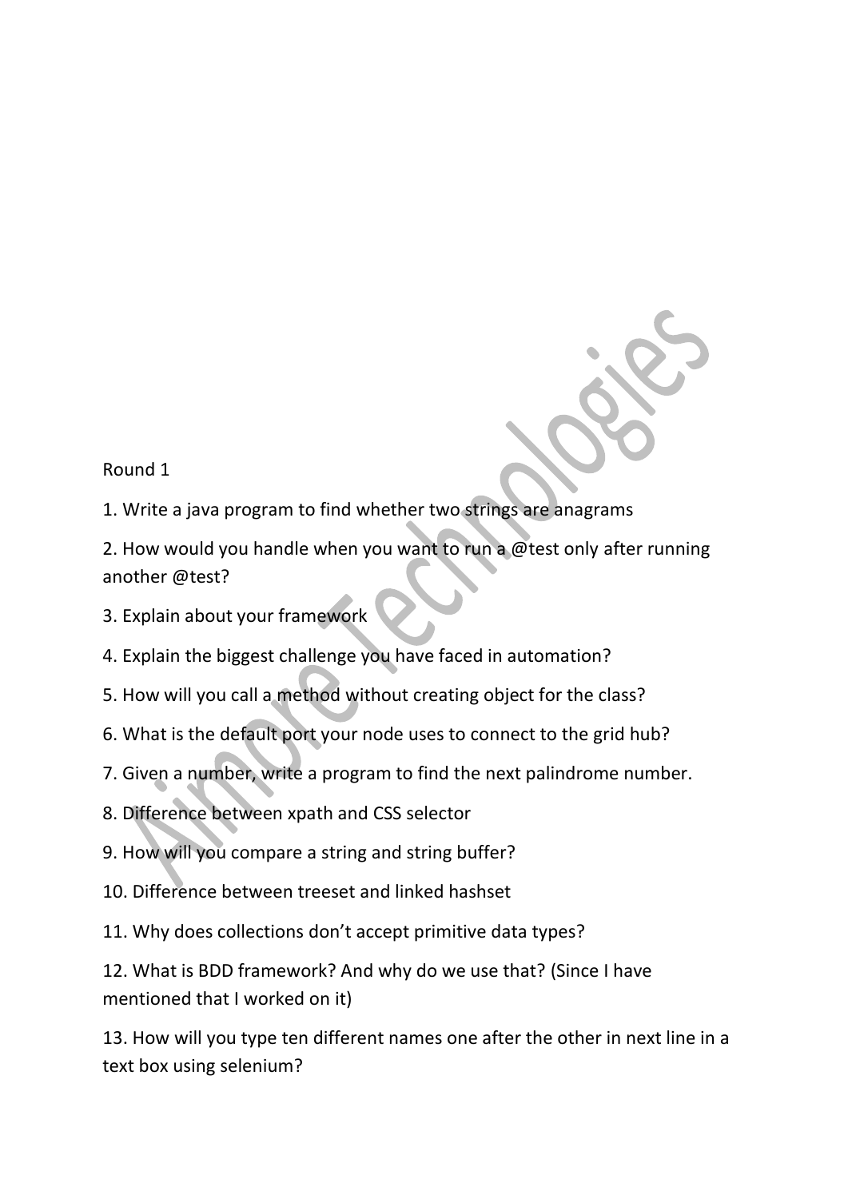Round 1

1. Write a java program to find whether two strings are anagrams

2. How would you handle when you want to run a @test only after running another @test?

3. Explain about your framework

4. Explain the biggest challenge you have faced in automation?

5. How will you call a method without creating object for the class?

6. What is the default port your node uses to connect to the grid hub?

7. Given a number, write a program to find the next palindrome number.

8. Difference between xpath and CSS selector

9. How will you compare a string and string buffer?

10. Difference between treeset and linked hashset

11. Why does collections don't accept primitive data types?

12. What is BDD framework? And why do we use that? (Since I have mentioned that I worked on it)

13. How will you type ten different names one after the other in next line in a text box using selenium?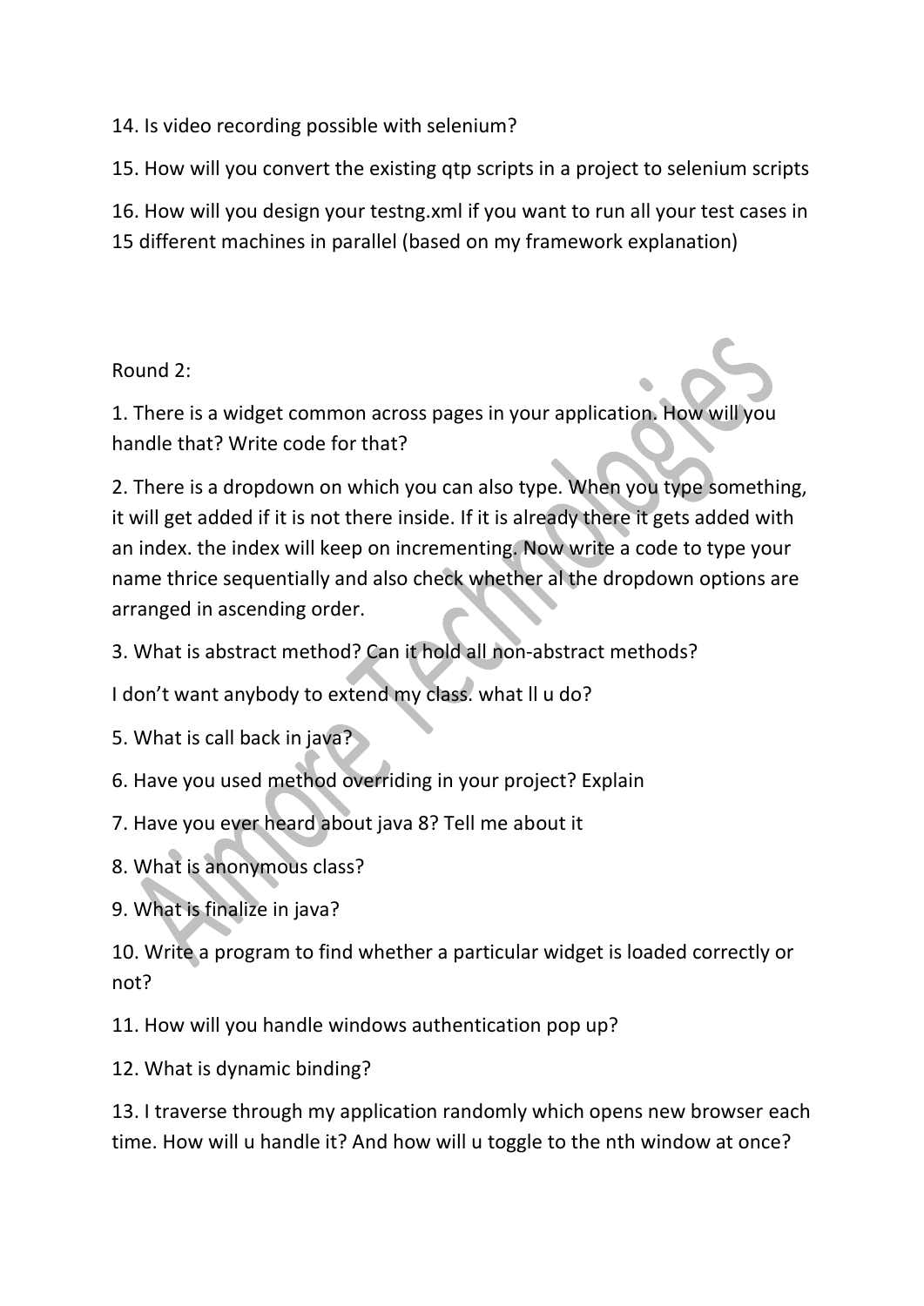14. Is video recording possible with selenium?

15. How will you convert the existing qtp scripts in a project to selenium scripts

16. How will you design your testng.xml if you want to run all your test cases in 15 different machines in parallel (based on my framework explanation)

Round 2:

1. There is a widget common across pages in your application. How will you handle that? Write code for that?

2. There is a dropdown on which you can also type. When you type something, it will get added if it is not there inside. If it is already there it gets added with an index. the index will keep on incrementing. Now write a code to type your name thrice sequentially and also check whether al the dropdown options are arranged in ascending order.

3. What is abstract method? Can it hold all non-abstract methods?

I don't want anybody to extend my class. what ll u do?

5. What is call back in java?

6. Have you used method overriding in your project? Explain

7. Have you ever heard about java 8? Tell me about it

8. What is anonymous class?

9. What is finalize in java?

10. Write a program to find whether a particular widget is loaded correctly or not?

11. How will you handle windows authentication pop up?

12. What is dynamic binding?

13. I traverse through my application randomly which opens new browser each time. How will u handle it? And how will u toggle to the nth window at once?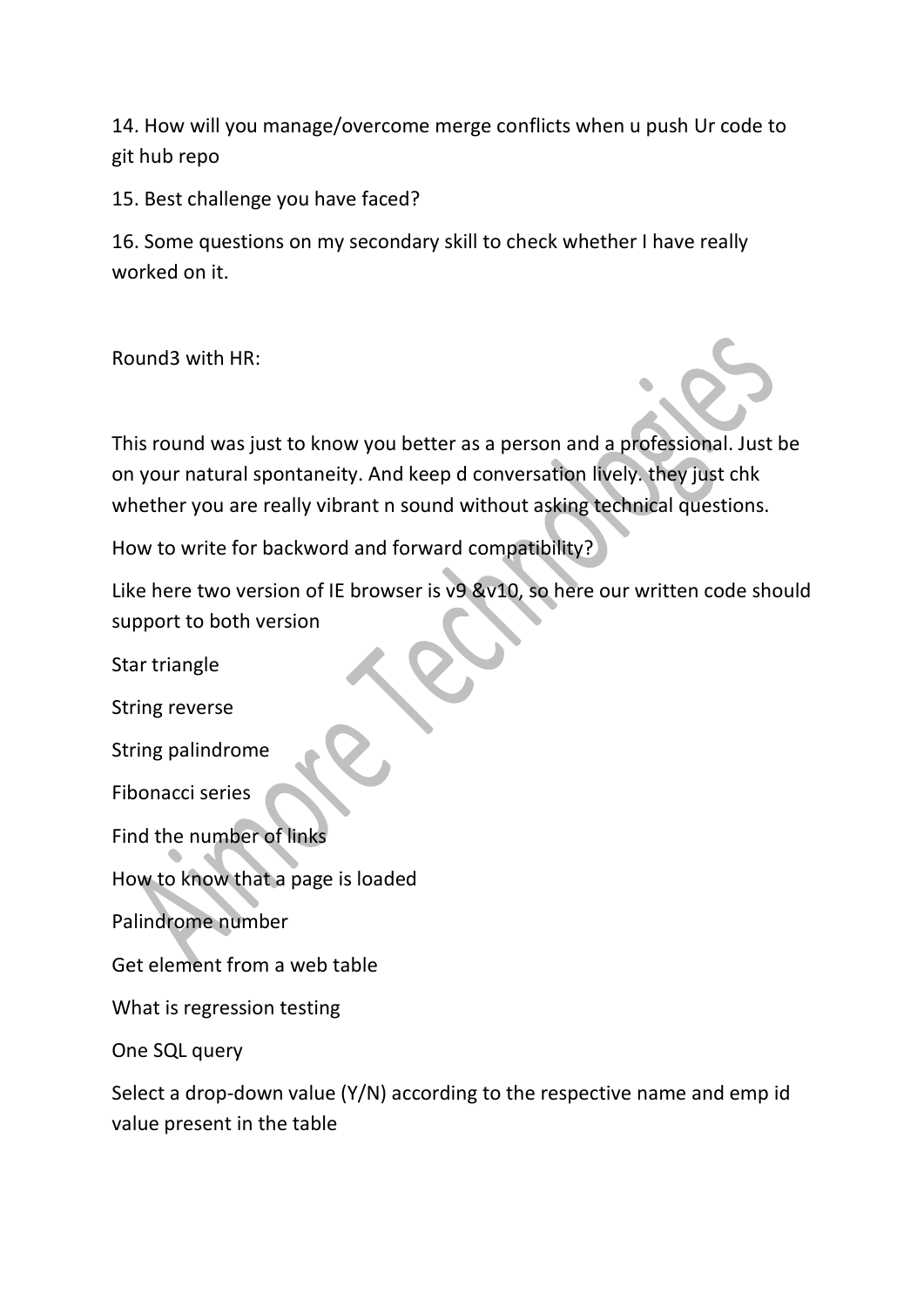14. How will you manage/overcome merge conflicts when u push Ur code to git hub repo

15. Best challenge you have faced?

16. Some questions on my secondary skill to check whether I have really worked on it.

Round3 with HR:

This round was just to know you better as a person and a professional. Just be on your natural spontaneity. And keep d conversation lively. they just chk whether you are really vibrant n sound without asking technical questions.

How to write for backword and forward compatibility?

Like here two version of IE browser is v9 &v10, so here our written code should support to both version

Star triangle

String reverse

String palindrome

Fibonacci series

Find the number of links

How to know that a page is loaded

Palindrome number

Get element from a web table

What is regression testing

One SQL query

Select a drop-down value (Y/N) according to the respective name and emp id value present in the table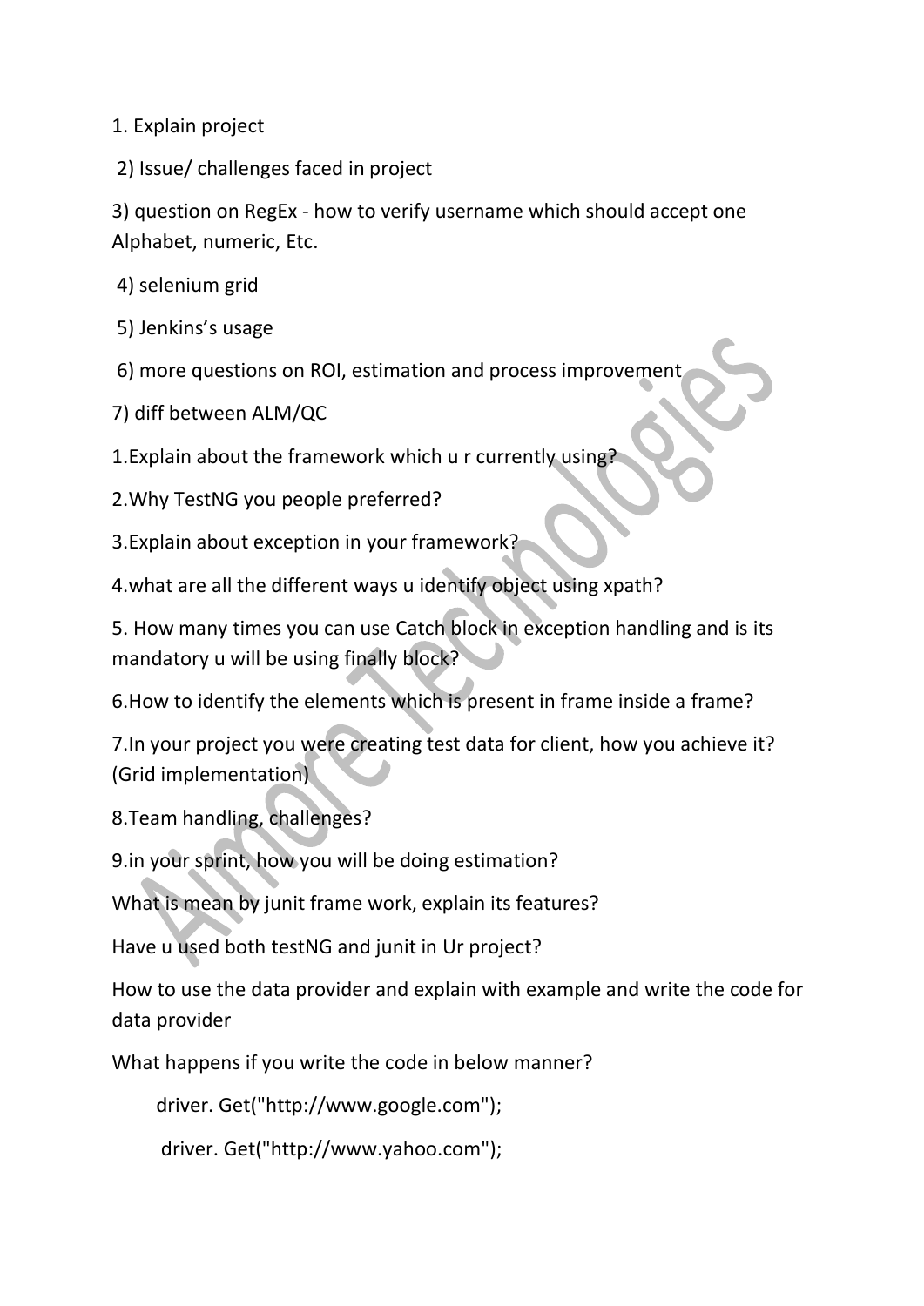1. Explain project

2) Issue/ challenges faced in project

3) question on RegEx - how to verify username which should accept one Alphabet, numeric, Etc.

4) selenium grid

5) Jenkins's usage

6) more questions on ROI, estimation and process improvement

7) diff between ALM/QC

1.Explain about the framework which u r currently using?

2.Why TestNG you people preferred?

3.Explain about exception in your framework?

4.what are all the different ways u identify object using xpath?

5. How many times you can use Catch block in exception handling and is its mandatory u will be using finally block?

6.How to identify the elements which is present in frame inside a frame?

7.In your project you were creating test data for client, how you achieve it? (Grid implementation)

8.Team handling, challenges?

9.in your sprint, how you will be doing estimation?

What is mean by junit frame work, explain its features?

Have u used both testNG and junit in Ur project?

How to use the data provider and explain with example and write the code for data provider

What happens if you write the code in below manner?

```
driver. Get("http://www.google.com");
driver. Get("http://www.yahoo.com");
```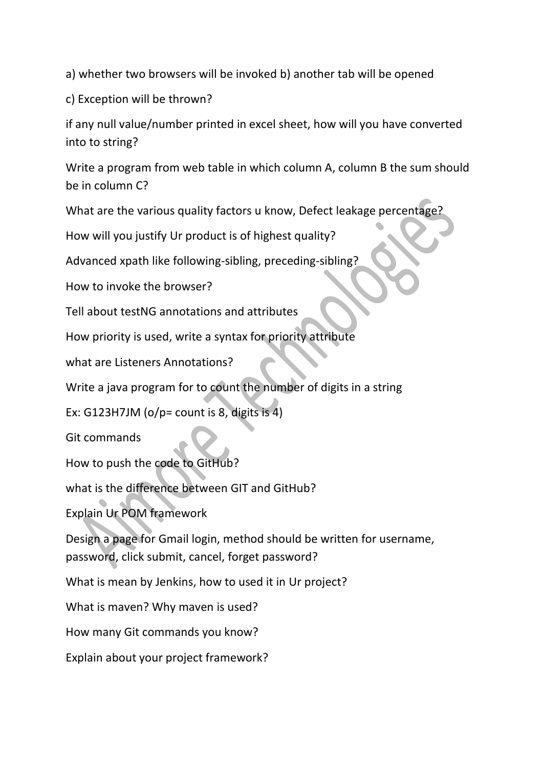a) whether two browsers will be invoked b) another tab will be opened

c) Exception will be thrown?

if any null value/number printed in excel sheet, how will you have converted into to string?

Write a program from web table in which column A, column B the sum should be in column C?

What are the various quality factors u know, Defect leakage percentage?

How will you justify Ur product is of highest quality?

Advanced xpath like following-sibling, preceding-sibling?

How to invoke the browser?

Tell about testNG annotations and attributes

How priority is used, write a syntax for priority attribute

what are Listeners Annotations?

Write a java program for to count the number of digits in a string

Ex: G123H7JM (o/p= count is 8, digits is 4)

Git commands

How to push the code to GitHub?

what is the difference between GIT and GitHub?

Explain Ur POM framework

Design a page for Gmail login, method should be written for username, password, click submit, cancel, forget password?

What is mean by Jenkins, how to used it in Ur project?

What is maven? Why maven is used?

How many Git commands you know?

Explain about your project framework?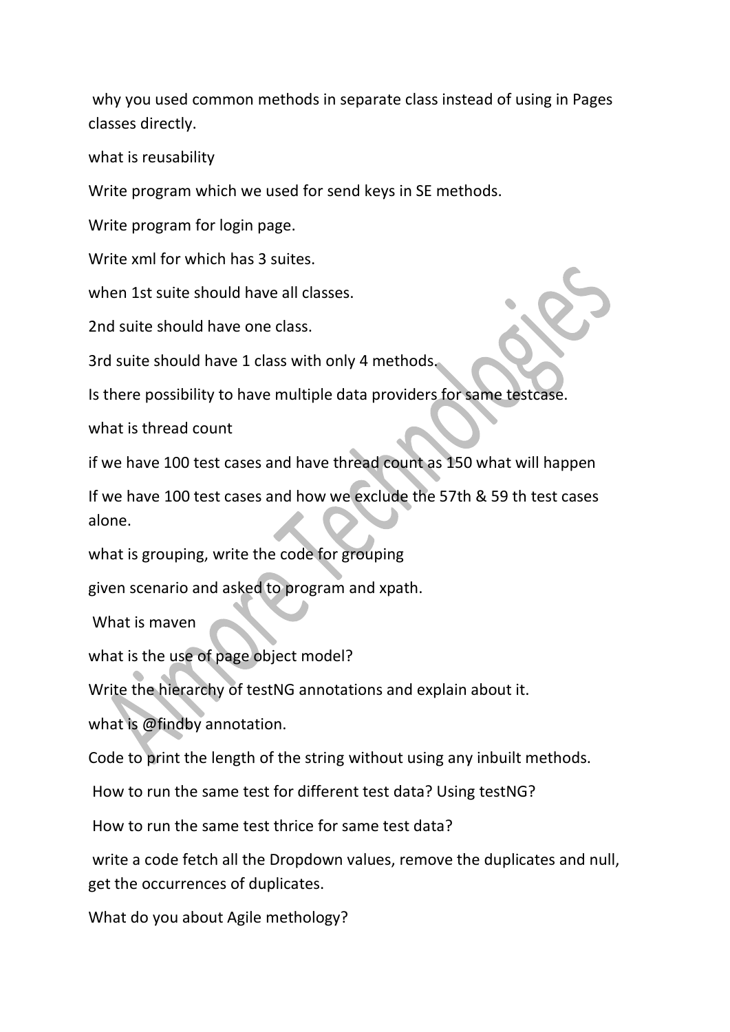why you used common methods in separate class instead of using in Pages classes directly.

what is reusability

Write program which we used for send keys in SE methods.

Write program for login page.

Write xml for which has 3 suites.

when 1st suite should have all classes.

2nd suite should have one class.

3rd suite should have 1 class with only 4 methods.

Is there possibility to have multiple data providers for same testcase.

what is thread count

if we have 100 test cases and have thread count as 150 what will happen

If we have 100 test cases and how we exclude the 57th & 59 th test cases alone.

what is grouping, write the code for grouping

given scenario and asked to program and xpath.

What is maven

what is the use of page object model?

Write the hierarchy of testNG annotations and explain about it.

what is @findby annotation.

Code to print the length of the string without using any inbuilt methods.

How to run the same test for different test data? Using testNG?

How to run the same test thrice for same test data?

write a code fetch all the Dropdown values, remove the duplicates and null, get the occurrences of duplicates.

What do you about Agile methology?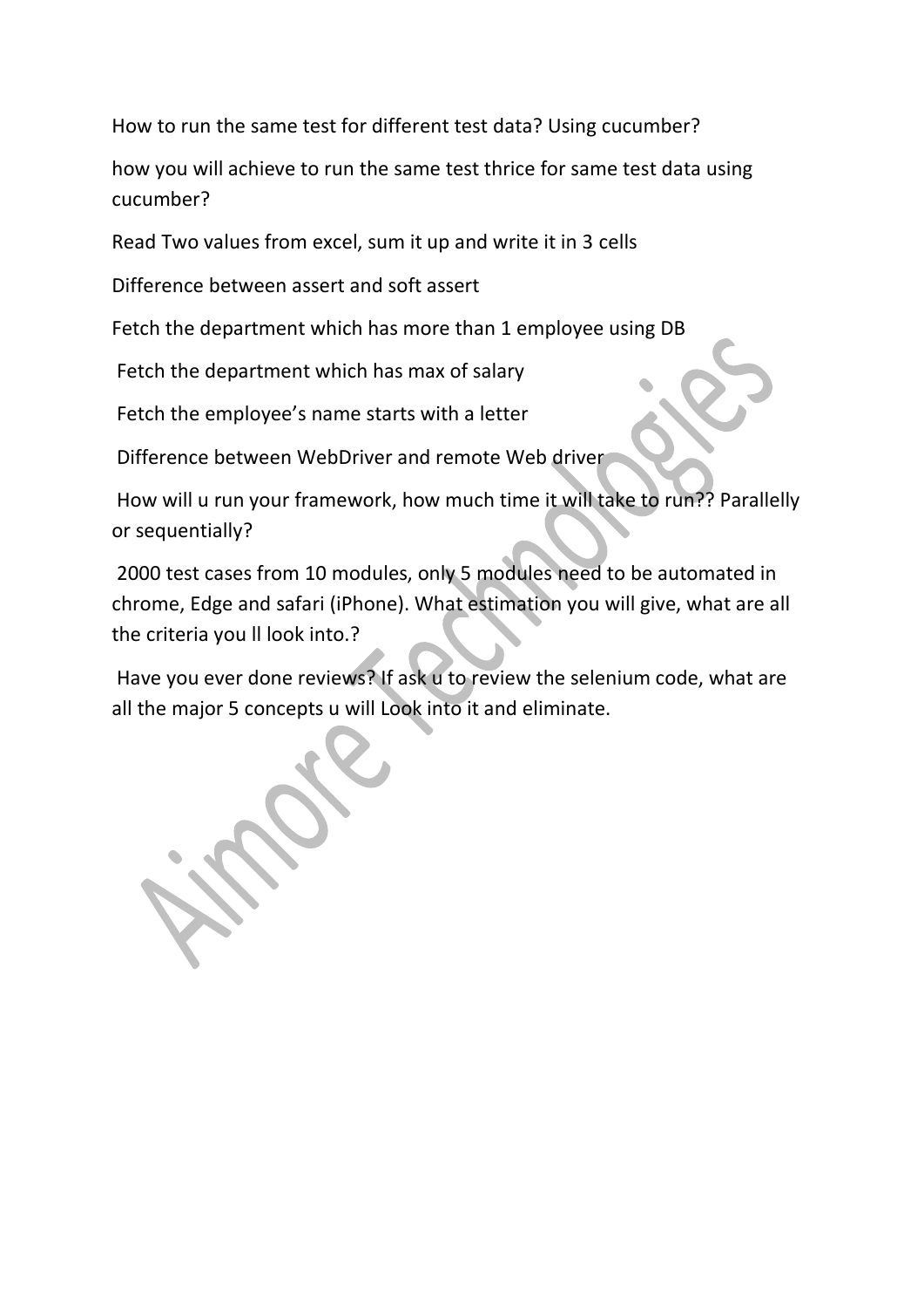How to run the same test for different test data? Using cucumber?

how you will achieve to run the same test thrice for same test data using cucumber?

Read Two values from excel, sum it up and write it in 3 cells

Difference between assert and soft assert

Fetch the department which has more than 1 employee using DB

Fetch the department which has max of salary

Fetch the employee's name starts with a letter

Difference between WebDriver and remote Web driver

How will u run your framework, how much time it will take to run?? Parallelly or sequentially?

2000 test cases from 10 modules, only 5 modules need to be automated in chrome, Edge and safari (iPhone). What estimation you will give, what are all the criteria you ll look into.?

Have you ever done reviews? If ask u to review the selenium code, what are all the major 5 concepts u will Look into it and eliminate.